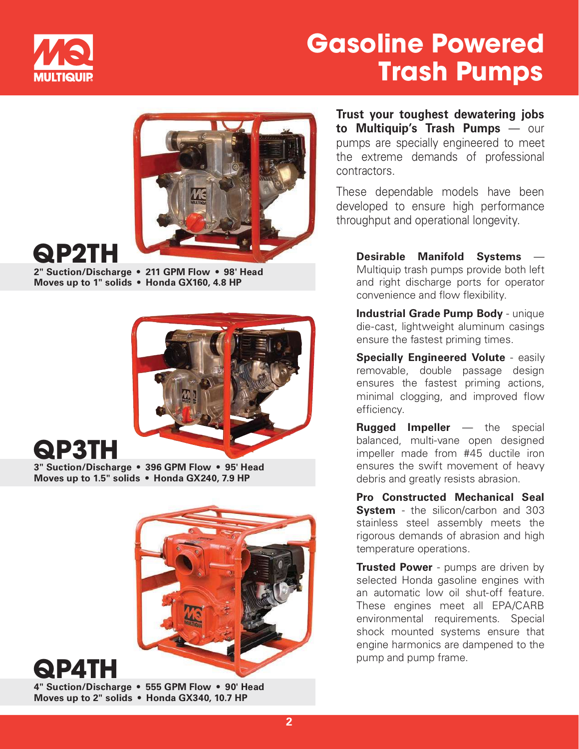# Gasoline Powered Trash Pumps

## QP2TH

**2" Suction/Discharge • 211 GPM Flow • 98' Head**
**Moves up to 1" solids • Honda GX160, 4.8 HP**

## QP3TH

**3" Suction/Discharge • 396 GPM Flow • 95' Head**
**Moves up to 1.5" solids • Honda GX240, 7.9 HP**

## QP4TH

**4" Suction/Discharge • 555 GPM Flow • 90' Head**
**Moves up to 2" solids • Honda GX340, 10.7 HP**

**Trust your toughest dewatering jobs to Multiquip's Trash Pumps** — our pumps are specially engineered to meet the extreme demands of professional contractors.

These dependable models have been developed to ensure high performance throughput and operational longevity.

**Desirable Manifold Systems** — Multiquip trash pumps provide both left and right discharge ports for operator convenience and flow flexibility.

**Industrial Grade Pump Body** - unique die-cast, lightweight aluminum casings ensure the fastest priming times.

**Specially Engineered Volute** - easily removable, double passage design ensures the fastest priming actions, minimal clogging, and improved flow efficiency.

**Rugged Impeller** — the special balanced, multi-vane open designed impeller made from #45 ductile iron ensures the swift movement of heavy debris and greatly resists abrasion.

**Pro Constructed Mechanical Seal System** - the silicon/carbon and 303 stainless steel assembly meets the rigorous demands of abrasion and high temperature operations.

**Trusted Power** - pumps are driven by selected Honda gasoline engines with an automatic low oil shut-off feature. These engines meet all EPA/CARB environmental requirements. Special shock mounted systems ensure that engine harmonics are dampened to the pump and pump frame.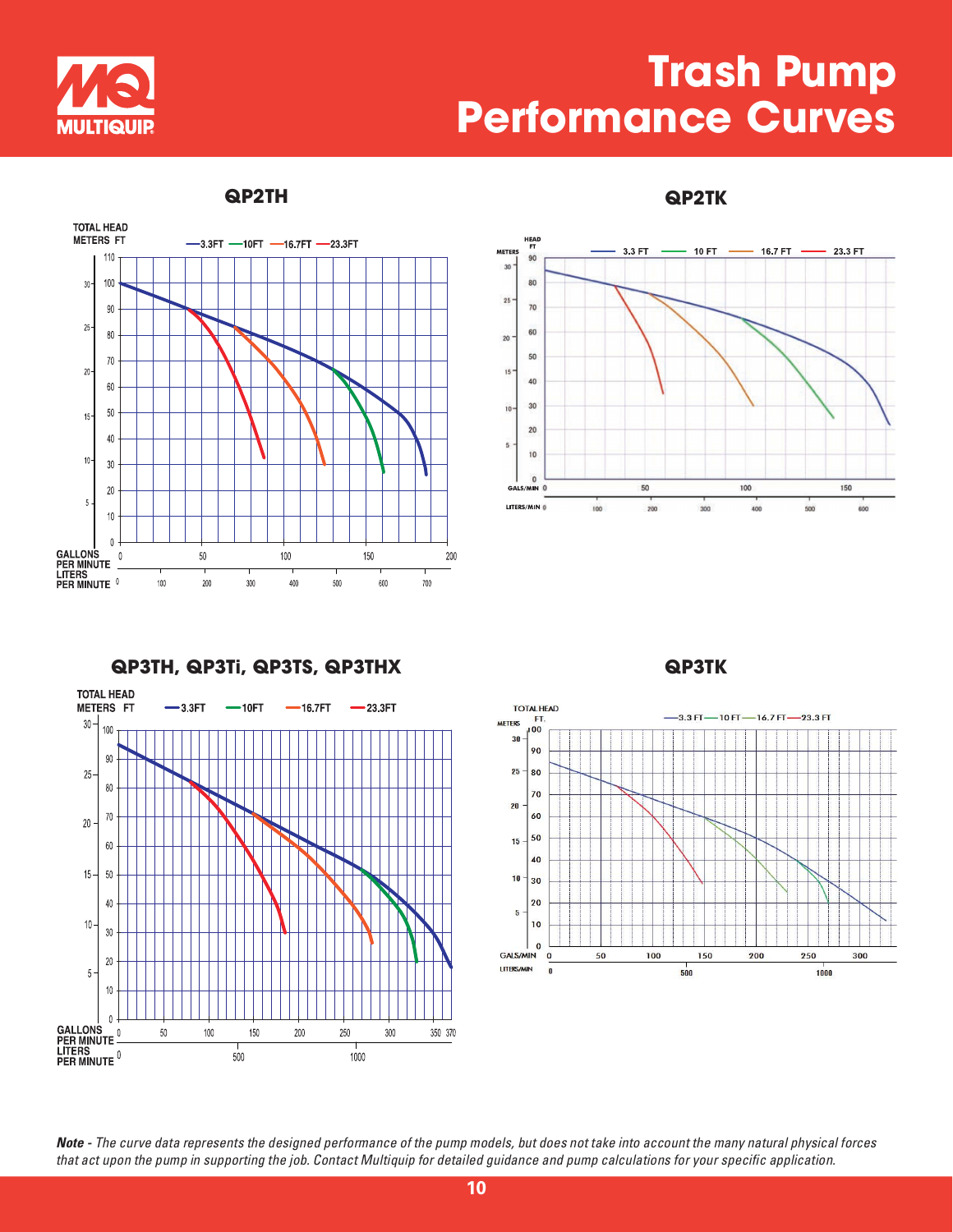# Trash Pump Performance Curves

## QP2TH

TOTAL HEAD METERS FT — 3.3FT — 10FT — 16.7FT — 23.3FT

GALLONS PER MINUTE: 0, 50, 100, 150, 200
LITERS PER MINUTE: 0, 100, 200, 300, 400, 500, 600, 700

## QP2TK

HEAD METERS FT — 3.3 FT — 10 FT — 16.7 FT — 23.3 FT

GALS/MIN: 0, 50, 100, 150
LITERS/MIN: 0, 100, 200, 300, 400, 500, 600

## QP3TH, QP3Ti, QP3TS, QP3THX

TOTAL HEAD METERS FT — 3.3FT — 10FT — 16.7FT — 23.3FT

GALLONS PER MINUTE: 0, 50, 100, 150, 200, 250, 300, 350, 370
LITERS PER MINUTE: 0, 500, 1000

## QP3TK

TOTAL HEAD METERS FT. — 3.3 FT — 10 FT — 16.7 FT — 23.3 FT

GALS/MIN: 0, 50, 100, 150, 200, 250, 300
LITERS/MIN: 0, 500, 1000

***Note** - The curve data represents the designed performance of the pump models, but does not take into account the many natural physical forces that act upon the pump in supporting the job. Contact Multiquip for detailed guidance and pump calculations for your specific application.*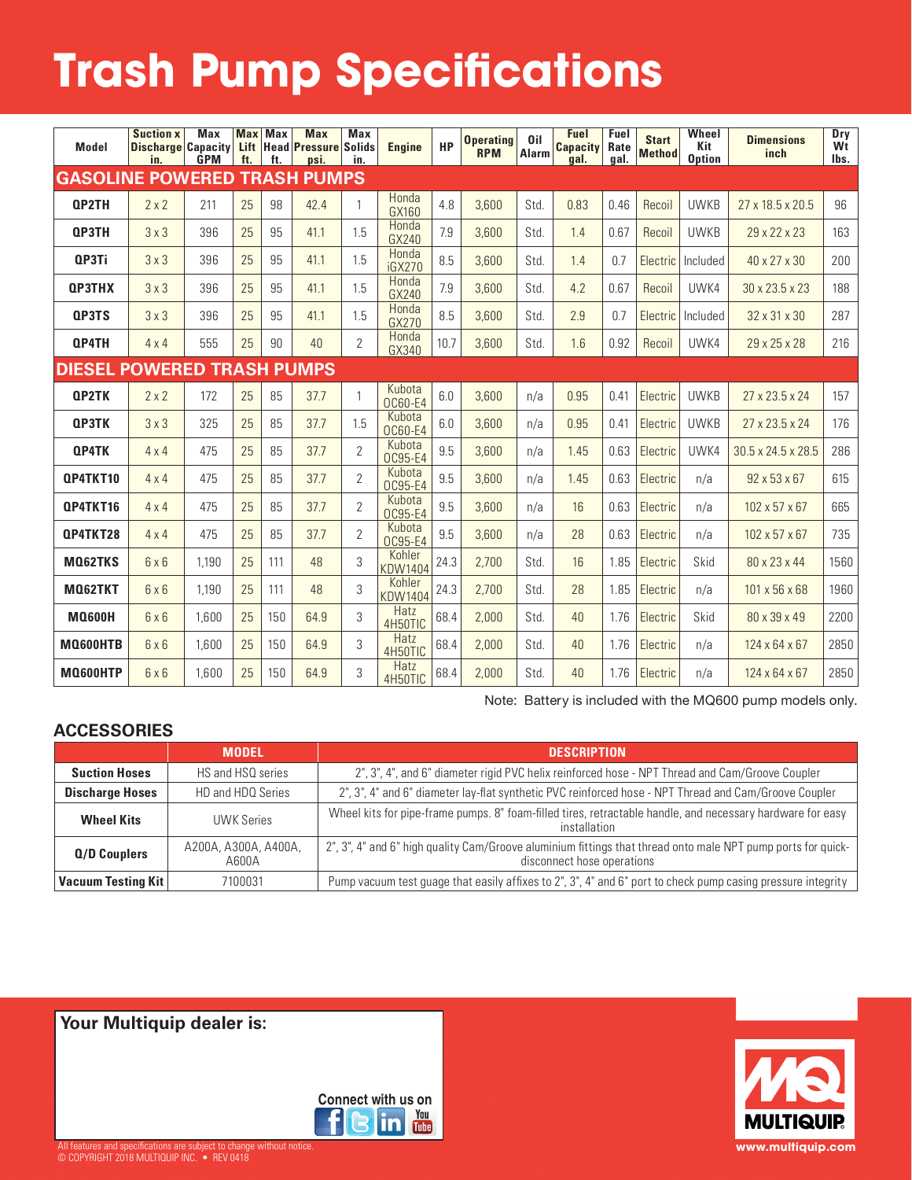# Trash Pump Specifications

| Model | Suction x Discharge in. | Max Capacity GPM | Max Lift ft. | Max Head ft. | Max Pressure psi. | Max Solids in. | Engine | HP | Operating RPM | Oil Alarm | Fuel Capacity gal. | Fuel Rate gal. | Start Method | Wheel Kit Option | Dimensions inch | Dry Wt lbs. |
|---|---|---|---|---|---|---|---|---|---|---|---|---|---|---|---|---|
| **GASOLINE POWERED TRASH PUMPS** | | | | | | | | | | | | | | | | |
| **QP2TH** | 2 x 2 | 211 | 25 | 98 | 42.4 | 1 | Honda GX160 | 4.8 | 3,600 | Std. | 0.83 | 0.46 | Recoil | UWKB | 27 x 18.5 x 20.5 | 96 |
| **QP3TH** | 3 x 3 | 396 | 25 | 95 | 41.1 | 1.5 | Honda GX240 | 7.9 | 3,600 | Std. | 1.4 | 0.67 | Recoil | UWKB | 29 x 22 x 23 | 163 |
| **QP3Ti** | 3 x 3 | 396 | 25 | 95 | 41.1 | 1.5 | Honda iGX270 | 8.5 | 3,600 | Std. | 1.4 | 0.7 | Electric | Included | 40 x 27 x 30 | 200 |
| **QP3THX** | 3 x 3 | 396 | 25 | 95 | 41.1 | 1.5 | Honda GX240 | 7.9 | 3,600 | Std. | 4.2 | 0.67 | Recoil | UWK4 | 30 x 23.5 x 23 | 188 |
| **QP3TS** | 3 x 3 | 396 | 25 | 95 | 41.1 | 1.5 | Honda GX270 | 8.5 | 3,600 | Std. | 2.9 | 0.7 | Electric | Included | 32 x 31 x 30 | 287 |
| **QP4TH** | 4 x 4 | 555 | 25 | 90 | 40 | 2 | Honda GX340 | 10.7 | 3,600 | Std. | 1.6 | 0.92 | Recoil | UWK4 | 29 x 25 x 28 | 216 |
| **DIESEL POWERED TRASH PUMPS** | | | | | | | | | | | | | | | | |
| **QP2TK** | 2 x 2 | 172 | 25 | 85 | 37.7 | 1 | Kubota OC60-E4 | 6.0 | 3,600 | n/a | 0.95 | 0.41 | Electric | UWKB | 27 x 23.5 x 24 | 157 |
| **QP3TK** | 3 x 3 | 325 | 25 | 85 | 37.7 | 1.5 | Kubota OC60-E4 | 6.0 | 3,600 | n/a | 0.95 | 0.41 | Electric | UWKB | 27 x 23.5 x 24 | 176 |
| **QP4TK** | 4 x 4 | 475 | 25 | 85 | 37.7 | 2 | Kubota OC95-E4 | 9.5 | 3,600 | n/a | 1.45 | 0.63 | Electric | UWK4 | 30.5 x 24.5 x 28.5 | 286 |
| **QP4TKT10** | 4 x 4 | 475 | 25 | 85 | 37.7 | 2 | Kubota OC95-E4 | 9.5 | 3,600 | n/a | 1.45 | 0.63 | Electric | n/a | 92 x 53 x 67 | 615 |
| **QP4TKT16** | 4 x 4 | 475 | 25 | 85 | 37.7 | 2 | Kubota OC95-E4 | 9.5 | 3,600 | n/a | 16 | 0.63 | Electric | n/a | 102 x 57 x 67 | 665 |
| **QP4TKT28** | 4 x 4 | 475 | 25 | 85 | 37.7 | 2 | Kubota OC95-E4 | 9.5 | 3,600 | n/a | 28 | 0.63 | Electric | n/a | 102 x 57 x 67 | 735 |
| **MQ62TKS** | 6 x 6 | 1,190 | 25 | 111 | 48 | 3 | Kohler KDW1404 | 24.3 | 2,700 | Std. | 16 | 1.85 | Electric | Skid | 80 x 23 x 44 | 1560 |
| **MQ62TKT** | 6 x 6 | 1,190 | 25 | 111 | 48 | 3 | Kohler KDW1404 | 24.3 | 2,700 | Std. | 28 | 1.85 | Electric | n/a | 101 x 56 x 68 | 1960 |
| **MQ600H** | 6 x 6 | 1,600 | 25 | 150 | 64.9 | 3 | Hatz 4H50TIC | 68.4 | 2,000 | Std. | 40 | 1.76 | Electric | Skid | 80 x 39 x 49 | 2200 |
| **MQ600HTB** | 6 x 6 | 1,600 | 25 | 150 | 64.9 | 3 | Hatz 4H50TIC | 68.4 | 2,000 | Std. | 40 | 1.76 | Electric | n/a | 124 x 64 x 67 | 2850 |
| **MQ600HTP** | 6 x 6 | 1,600 | 25 | 150 | 64.9 | 3 | Hatz 4H50TIC | 68.4 | 2,000 | Std. | 40 | 1.76 | Electric | n/a | 124 x 64 x 67 | 2850 |

Note: Battery is included with the MQ600 pump models only.

## ACCESSORIES

| | MODEL | DESCRIPTION |
|---|---|---|
| **Suction Hoses** | HS and HSQ series | 2", 3", 4", and 6" diameter rigid PVC helix reinforced hose - NPT Thread and Cam/Groove Coupler |
| **Discharge Hoses** | HD and HDQ Series | 2", 3", 4" and 6" diameter lay-flat synthetic PVC reinforced hose - NPT Thread and Cam/Groove Coupler |
| **Wheel Kits** | UWK Series | Wheel kits for pipe-frame pumps. 8" foam-filled tires, retractable handle, and necessary hardware for easy installation |
| **Q/D Couplers** | A200A, A300A, A400A, A600A | 2", 3", 4" and 6" high quality Cam/Groove aluminium fittings that thread onto male NPT pump ports for quick-disconnect hose operations |
| **Vacuum Testing Kit** | 7100031 | Pump vacuum test guage that easily affixes to 2", 3", 4" and 6" port to check pump casing pressure integrity |

**Your Multiquip dealer is:**

Connect with us on

All features and specifications are subject to change without notice.
© COPYRIGHT 2018 MULTIQUIP INC. • REV 0418

MULTIQUIP
www.multiquip.com